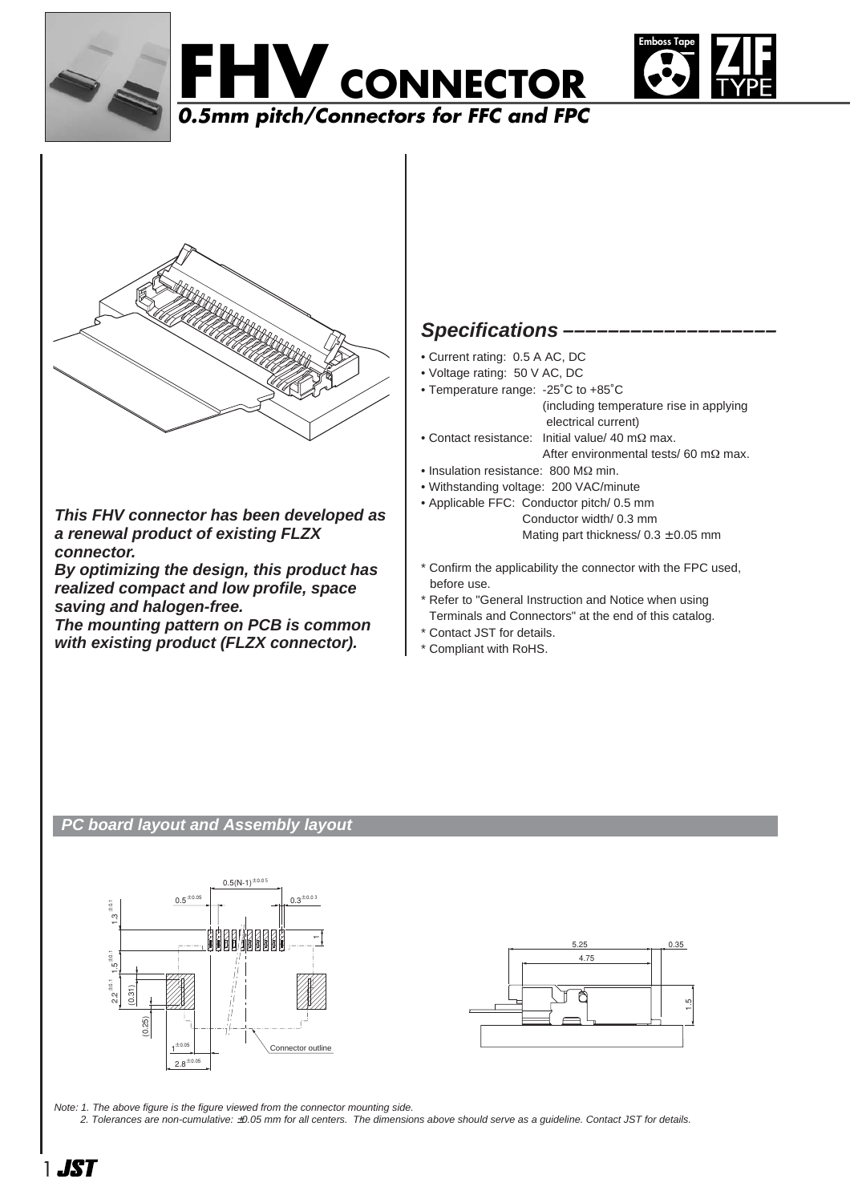# FHV CONNECTOR

*0.5mm pitch/Connectors for FFC and FPC*

Emboss Tape

ZIF TYPE

***This FHV connector has been developed as a renewal product of existing FLZX connector.***
***By optimizing the design, this product has realized compact and low profile, space saving and halogen-free.***
***The mounting pattern on PCB is common with existing product (FLZX connector).***

## *Specifications*

- Current rating: 0.5 A AC, DC
- Voltage rating: 50 V AC, DC
- Temperature range: -25˚C to +85˚C (including temperature rise in applying electrical current)
- Contact resistance: Initial value/ 40 mΩ max.
  After environmental tests/ 60 mΩ max.
- Insulation resistance: 800 MΩ min.
- Withstanding voltage: 200 VAC/minute
- Applicable FFC: Conductor pitch/ 0.5 mm
  Conductor width/ 0.3 mm
  Mating part thickness/ 0.3 ± 0.05 mm

\* Confirm the applicability the connector with the FPC used, before use.
\* Refer to "General Instruction and Notice when using Terminals and Connectors" at the end of this catalog.
\* Contact JST for details.
\* Compliant with RoHS.

### *PC board layout and Assembly layout*

Note: 1. The above figure is the figure viewed from the connector mounting side.
2. Tolerances are non-cumulative: ±0.05 mm for all centers. The dimensions above should serve as a guideline. Contact JST for details.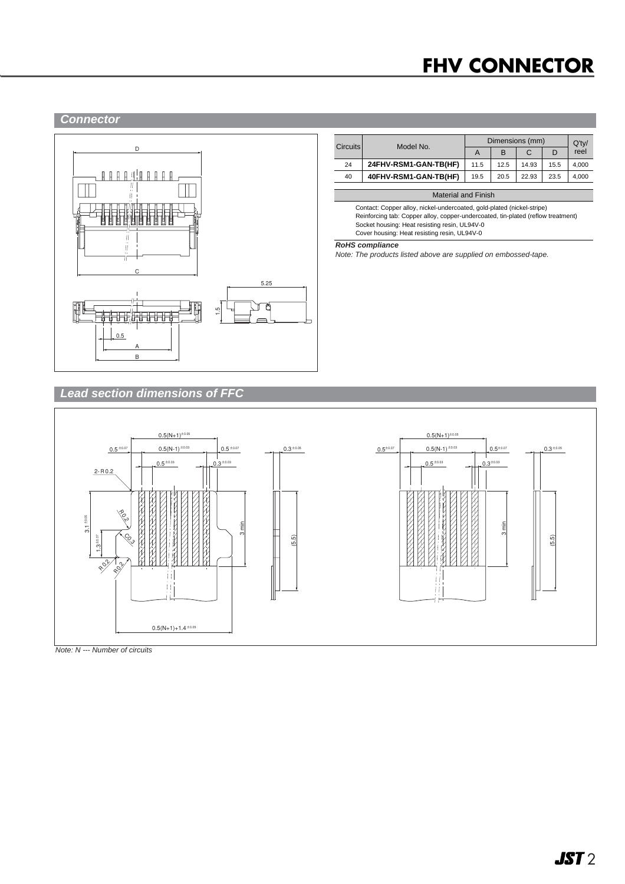## Connector

D

C

5.25

1.5

0.5

A

B

| Circuits | Model No. | Dimensions (mm) | | | | Q'ty/ reel |
|---|---|---|---|---|---|---|
| | | A | B | C | D | |
| 24 | **24FHV-RSM1-GAN-TB(HF)** | 11.5 | 12.5 | 14.93 | 15.5 | 4,000 |
| 40 | **40FHV-RSM1-GAN-TB(HF)** | 19.5 | 20.5 | 22.93 | 23.5 | 4,000 |

| Material and Finish |
|---|
| Contact: Copper alloy, nickel-undercoated, gold-plated (nickel-stripe)<br>Reinforcing tab: Copper alloy, copper-undercoated, tin-plated (reflow treatment)<br>Socket housing: Heat resisting resin, UL94V-0<br>Cover housing: Heat resisting resin, UL94V-0 |

***RoHS compliance***

*Note: The products listed above are supplied on embossed-tape.*

## Lead section dimensions of FFC

$0.5(N+1)^{\pm0.05}$

$0.5^{\pm0.07}$ $0.5(N-1)^{\pm0.03}$ $0.5^{\pm0.07}$ $0.3^{\pm0.05}$

$0.5^{\pm0.03}$ $0.3^{\pm0.03}$

2- R 0.2

R0.2

C0.3

$3.1^{\pm0.05}$

$1.3^{\pm0.07}$

R 0.2

R0.2

3 min

(5.5)

$0.5(N+1)+1.4^{\pm0.05}$

$0.5(N+1)^{\pm0.05}$

$0.5^{\pm0.07}$ $0.5(N-1)^{\pm0.03}$ $0.5^{\pm0.07}$ $0.3^{\pm0.05}$

$0.5^{\pm0.03}$ $0.3^{\pm0.03}$

3 min

(5.5)

*Note: N --- Number of circuits*